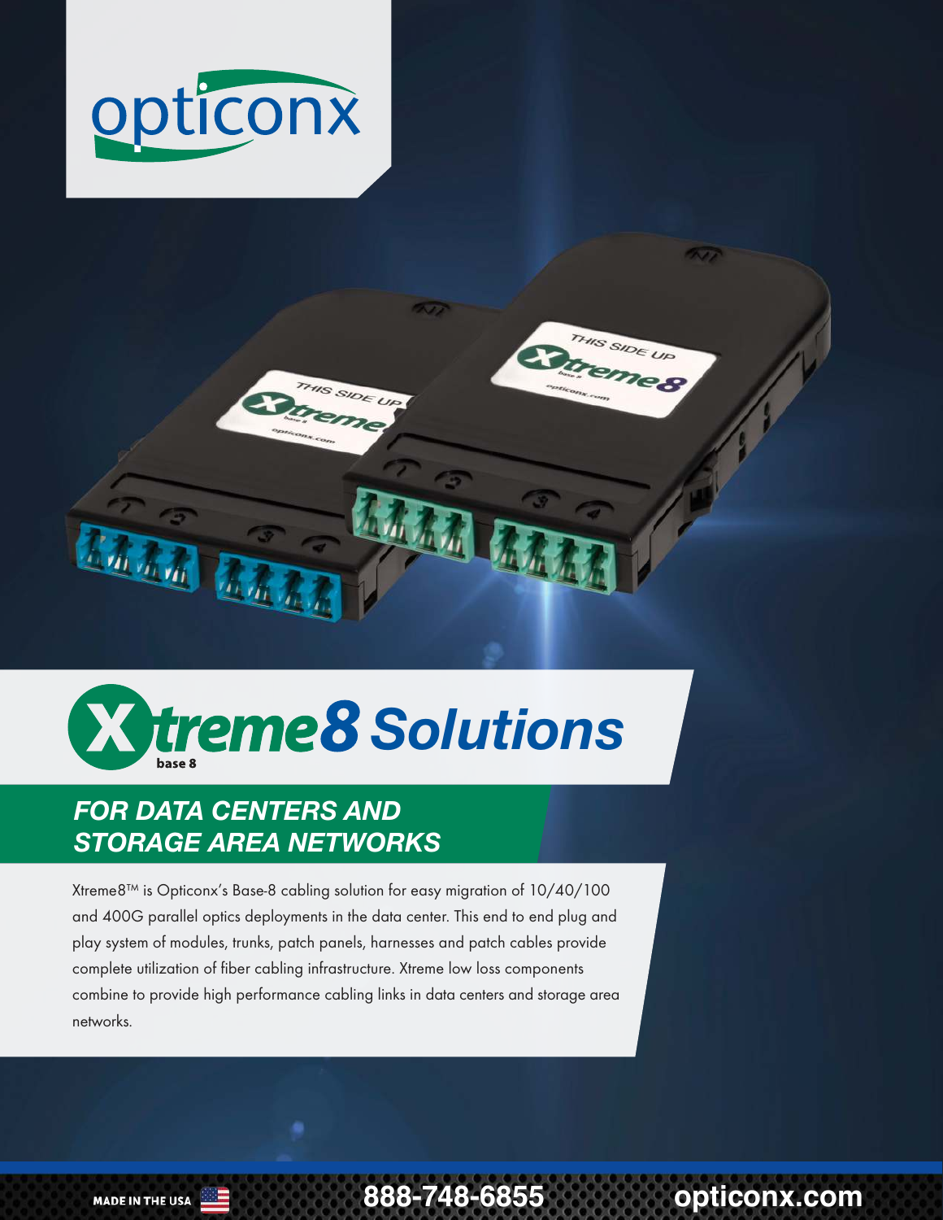# opticonx

# Xtreme8 Solutions

base 8

## FOR DATA CENTERS AND STORAGE AREA NETWORKS

Xtreme8™ is Opticonx's Base-8 cabling solution for easy migration of 10/40/100 and 400G parallel optics deployments in the data center. This end to end plug and play system of modules, trunks, patch panels, harnesses and patch cables provide complete utilization of fiber cabling infrastructure. Xtreme low loss components combine to provide high performance cabling links in data centers and storage area networks.

MADE IN THE USA

888-748-6855

opticonx.com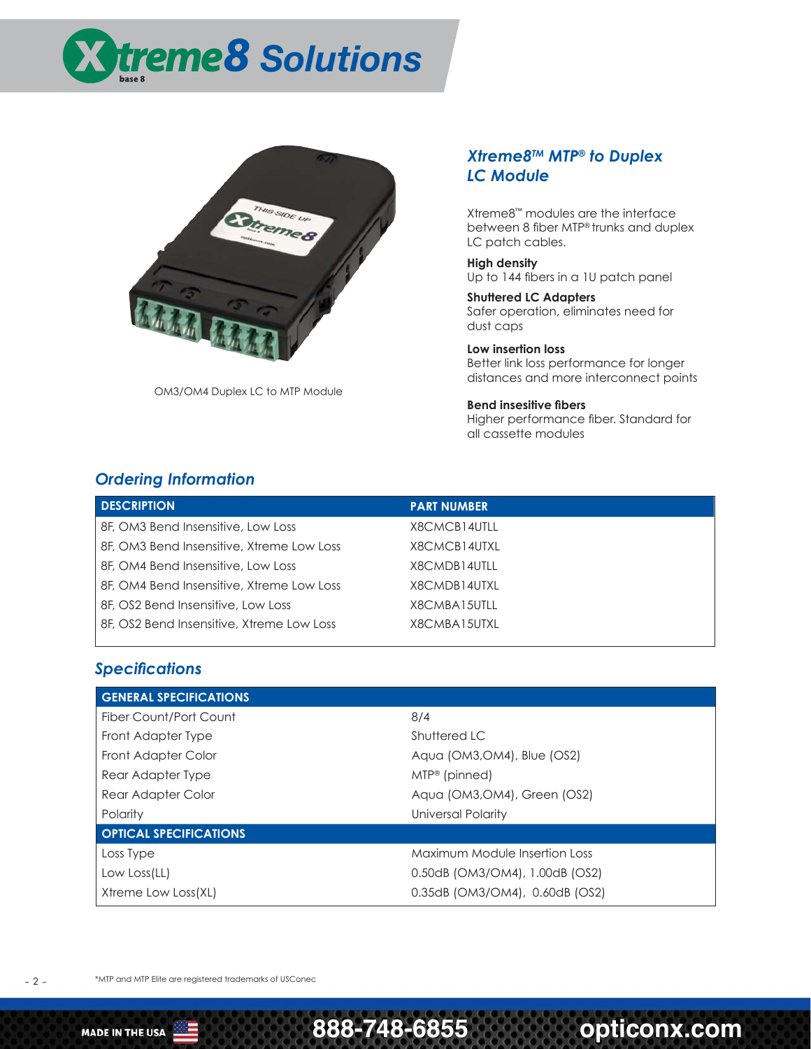# Xtreme8 Solutions

OM3/OM4 Duplex LC to MTP Module

## Xtreme8™ MTP® to Duplex LC Module

Xtreme8™ modules are the interface between 8 fiber MTP® trunks and duplex LC patch cables.

**High density**
Up to 144 fibers in a 1U patch panel

**Shuttered LC Adapters**
Safer operation, eliminates need for dust caps

**Low insertion loss**
Better link loss performance for longer distances and more interconnect points

**Bend insesitive fibers**
Higher performance fiber. Standard for all cassette modules

## Ordering Information

| DESCRIPTION | PART NUMBER |
|---|---|
| 8F, OM3 Bend Insensitive, Low Loss | X8CMCB14UTLL |
| 8F, OM3 Bend Insensitive, Xtreme Low Loss | X8CMCB14UTXL |
| 8F, OM4 Bend Insensitive, Low Loss | X8CMDB14UTLL |
| 8F, OM4 Bend Insensitive, Xtreme Low Loss | X8CMDB14UTXL |
| 8F, OS2 Bend Insensitive, Low Loss | X8CMBA15UTLL |
| 8F, OS2 Bend Insensitive, Xtreme Low Loss | X8CMBA15UTXL |

## Specifications

| GENERAL SPECIFICATIONS | |
|---|---|
| Fiber Count/Port Count | 8/4 |
| Front Adapter Type | Shuttered LC |
| Front Adapter Color | Aqua (OM3,OM4), Blue (OS2) |
| Rear Adapter Type | MTP® (pinned) |
| Rear Adapter Color | Aqua (OM3,OM4), Green (OS2) |
| Polarity | Universal Polarity |
| **OPTICAL SPECIFICATIONS** | |
| Loss Type | Maximum Module Insertion Loss |
| Low Loss(LL) | 0.50dB (OM3/OM4), 1.00dB (OS2) |
| Xtreme Low Loss(XL) | 0.35dB (OM3/OM4), 0.60dB (OS2) |

*MTP and MTP Elite are registered trademarks of USConec

MADE IN THE USA 888-748-6855 opticonx.com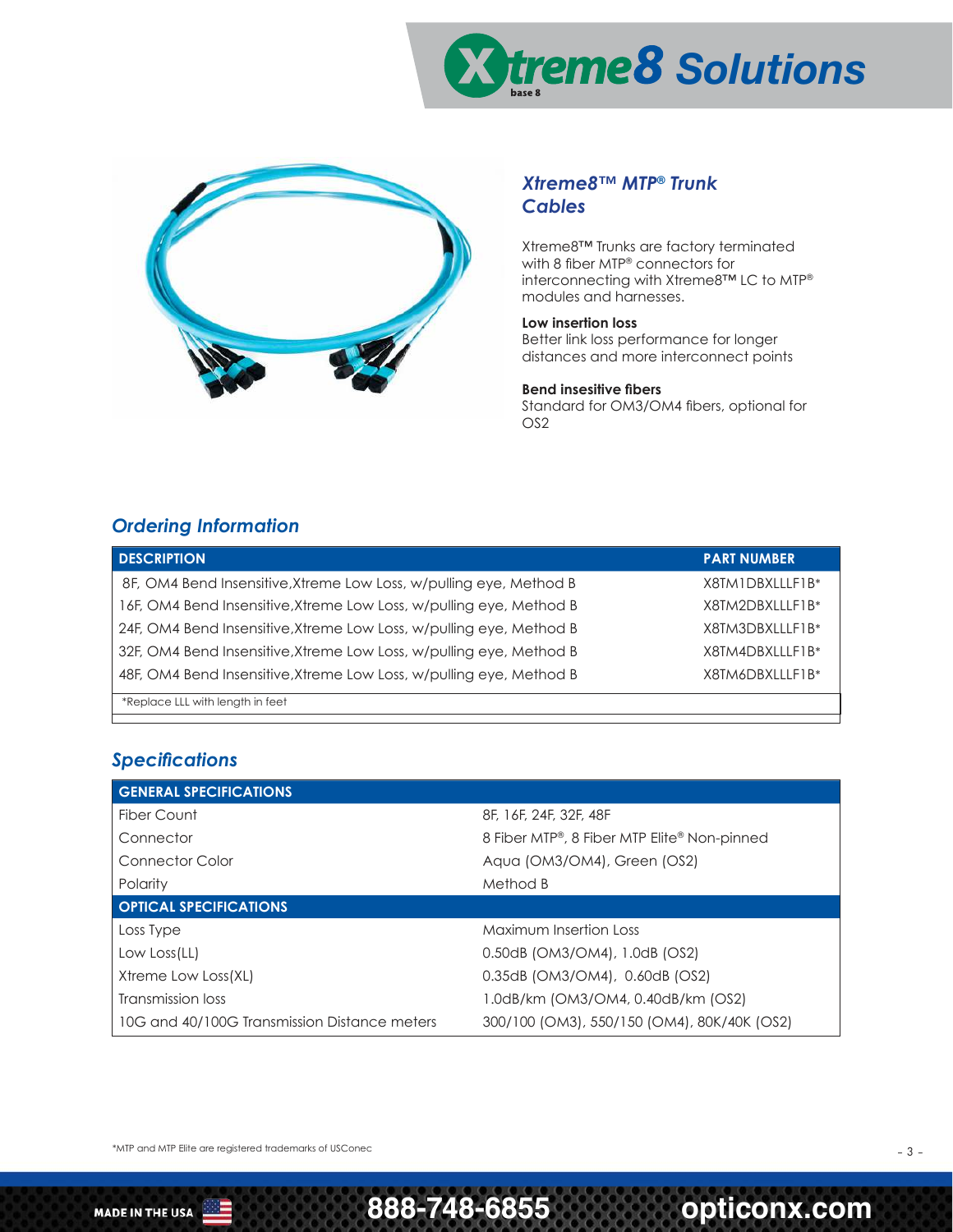# Xtreme8 Solutions

## Xtreme8™ MTP® Trunk Cables

Xtreme8™ Trunks are factory terminated with 8 fiber MTP® connectors for interconnecting with Xtreme8™ LC to MTP® modules and harnesses.

**Low insertion loss**
Better link loss performance for longer distances and more interconnect points

**Bend insesitive fibers**
Standard for OM3/OM4 fibers, optional for OS2

## Ordering Information

| DESCRIPTION | PART NUMBER |
|---|---|
| 8F, OM4 Bend Insensitive,Xtreme Low Loss, w/pulling eye, Method B | X8TM1DBXLLLF1B* |
| 16F, OM4 Bend Insensitive,Xtreme Low Loss, w/pulling eye, Method B | X8TM2DBXLLLF1B* |
| 24F, OM4 Bend Insensitive,Xtreme Low Loss, w/pulling eye, Method B | X8TM3DBXLLLF1B* |
| 32F, OM4 Bend Insensitive,Xtreme Low Loss, w/pulling eye, Method B | X8TM4DBXLLLF1B* |
| 48F, OM4 Bend Insensitive,Xtreme Low Loss, w/pulling eye, Method B | X8TM6DBXLLLF1B* |
| *Replace LLL with length in feet | |

## Specifications

| GENERAL SPECIFICATIONS | |
|---|---|
| Fiber Count | 8F, 16F, 24F, 32F, 48F |
| Connector | 8 Fiber MTP®, 8 Fiber MTP Elite® Non-pinned |
| Connector Color | Aqua (OM3/OM4), Green (OS2) |
| Polarity | Method B |
| **OPTICAL SPECIFICATIONS** | |
| Loss Type | Maximum Insertion Loss |
| Low Loss(LL) | 0.50dB (OM3/OM4), 1.0dB (OS2) |
| Xtreme Low Loss(XL) | 0.35dB (OM3/OM4), 0.60dB (OS2) |
| Transmission loss | 1.0dB/km (OM3/OM4, 0.40dB/km (OS2) |
| 10G and 40/100G Transmission Distance meters | 300/100 (OM3), 550/150 (OM4), 80K/40K (OS2) |

*MTP and MTP Elite are registered trademarks of USConec

MADE IN THE USA 888-748-6855 opticonx.com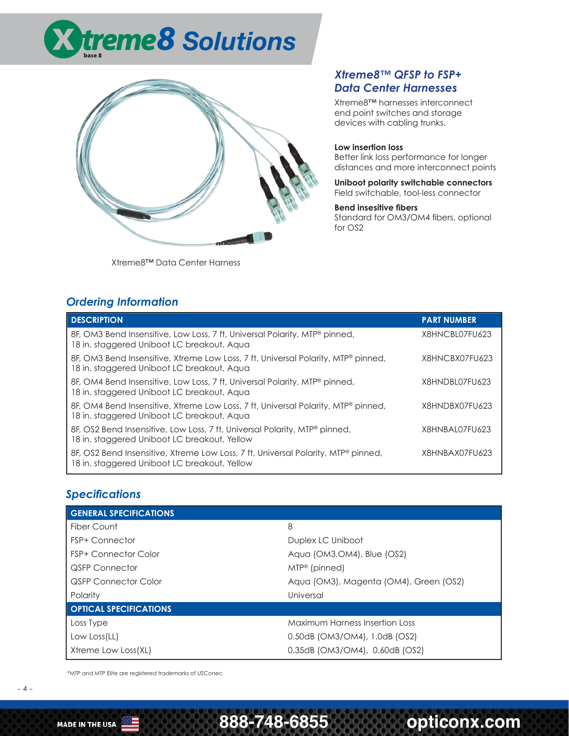# Xtreme8 Solutions

Xtreme8™ Data Center Harness

## *Xtreme8™ QFSP to FSP+ Data Center Harnesses*

Xtreme8™ harnesses interconnect end point switches and storage devices with cabling trunks.

**Low insertion loss**
Better link loss performance for longer distances and more interconnect points

**Uniboot polarity switchable connectors**
Field switchable, tool-less connector

**Bend insensitive fibers**
Standard for OM3/OM4 fibers, optional for OS2

## *Ordering Information*

| DESCRIPTION | PART NUMBER |
|---|---|
| 8F, OM3 Bend Insensitive, Low Loss, 7 ft, Universal Polarity, MTP® pinned, 18 in. staggered Uniboot LC breakout, Aqua | X8HNCBL07FU623 |
| 8F, OM3 Bend Insensitive, Xtreme Low Loss, 7 ft, Universal Polarity, MTP® pinned, 18 in. staggered Uniboot LC breakout, Aqua | X8HNCBX07FU623 |
| 8F, OM4 Bend Insensitive, Low Loss, 7 ft, Universal Polarity, MTP® pinned, 18 in. staggered Uniboot LC breakout, Aqua | X8HNDBL07FU623 |
| 8F, OM4 Bend Insensitive, Xtreme Low Loss, 7 ft, Universal Polarity, MTP® pinned, 18 in. staggered Uniboot LC breakout, Aqua | X8HNDBX07FU623 |
| 8F, OS2 Bend Insensitive, Low Loss, 7 ft, Universal Polarity, MTP® pinned, 18 in. staggered Uniboot LC breakout, Yellow | X8HNBAL07FU623 |
| 8F, OS2 Bend Insensitive, Xtreme Low Loss, 7 ft, Universal Polarity, MTP® pinned, 18 in. staggered Uniboot LC breakout, Yellow | X8HNBAX07FU623 |

## *Specifications*

| GENERAL SPECIFICATIONS | |
|---|---|
| Fiber Count | 8 |
| FSP+ Connector | Duplex LC Uniboot |
| FSP+ Connector Color | Aqua (OM3,OM4), Blue (OS2) |
| QSFP Connector | MTP® (pinned) |
| QSFP Connector Color | Aqua (OM3), Magenta (OM4), Green (OS2) |
| Polarity | Universal |
| **OPTICAL SPECIFICATIONS** | |
| Loss Type | Maximum Harness Insertion Loss |
| Low Loss(LL) | 0.50dB (OM3/OM4), 1.0dB (OS2) |
| Xtreme Low Loss(XL) | 0.35dB (OM3/OM4), 0.60dB (OS2) |

*MTP and MTP Elite are registered trademarks of USConec

MADE IN THE USA 888-748-6855 opticonx.com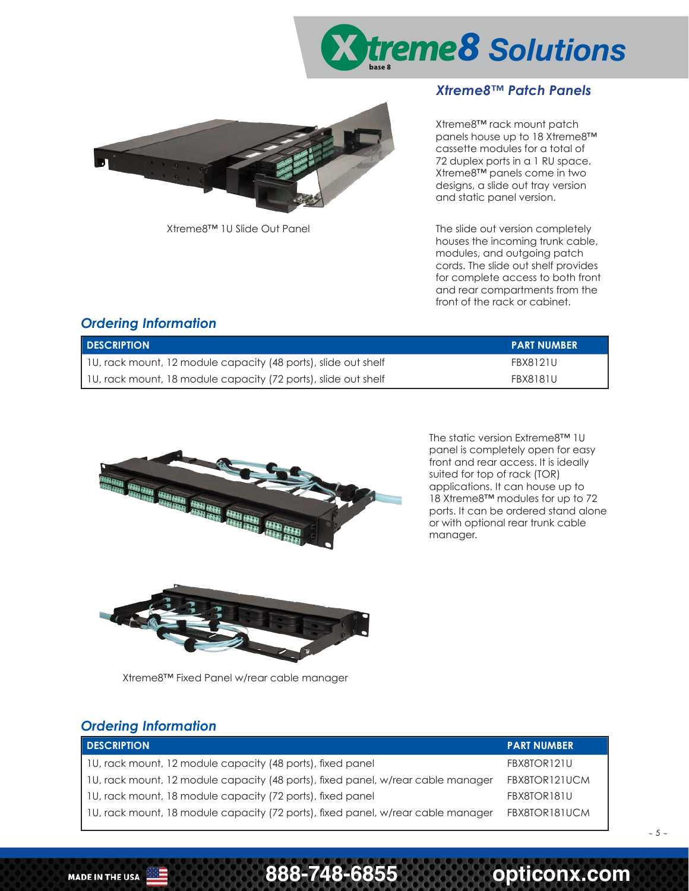# Xtreme8 Solutions

## Xtreme8™ Patch Panels

Xtreme8™ rack mount patch panels house up to 18 Xtreme8™ cassette modules for a total of 72 duplex ports in a 1 RU space. Xtreme8™ panels come in two designs, a slide out tray version and static panel version.

The slide out version completely houses the incoming trunk cable, modules, and outgoing patch cords. The slide out shelf provides for complete access to both front and rear compartments from the front of the rack or cabinet.

Xtreme8™ 1U Slide Out Panel

### Ordering Information

| DESCRIPTION | PART NUMBER |
|---|---|
| 1U, rack mount, 12 module capacity (48 ports), slide out shelf | FBX8121U |
| 1U, rack mount, 18 module capacity (72 ports), slide out shelf | FBX8181U |

The static version Extreme8™ 1U panel is completely open for easy front and rear access. It is ideally suited for top of rack (TOR) applications. It can house up to 18 Xtreme8™ modules for up to 72 ports. It can be ordered stand alone or with optional rear trunk cable manager.

Xtreme8™ Fixed Panel w/rear cable manager

### Ordering Information

| DESCRIPTION | PART NUMBER |
|---|---|
| 1U, rack mount, 12 module capacity (48 ports), fixed panel | FBX8TOR121U |
| 1U, rack mount, 12 module capacity (48 ports), fixed panel, w/rear cable manager | FBX8TOR121UCM |
| 1U, rack mount, 18 module capacity (72 ports), fixed panel | FBX8TOR181U |
| 1U, rack mount, 18 module capacity (72 ports), fixed panel, w/rear cable manager | FBX8TOR181UCM |

MADE IN THE USA 888-748-6855 opticonx.com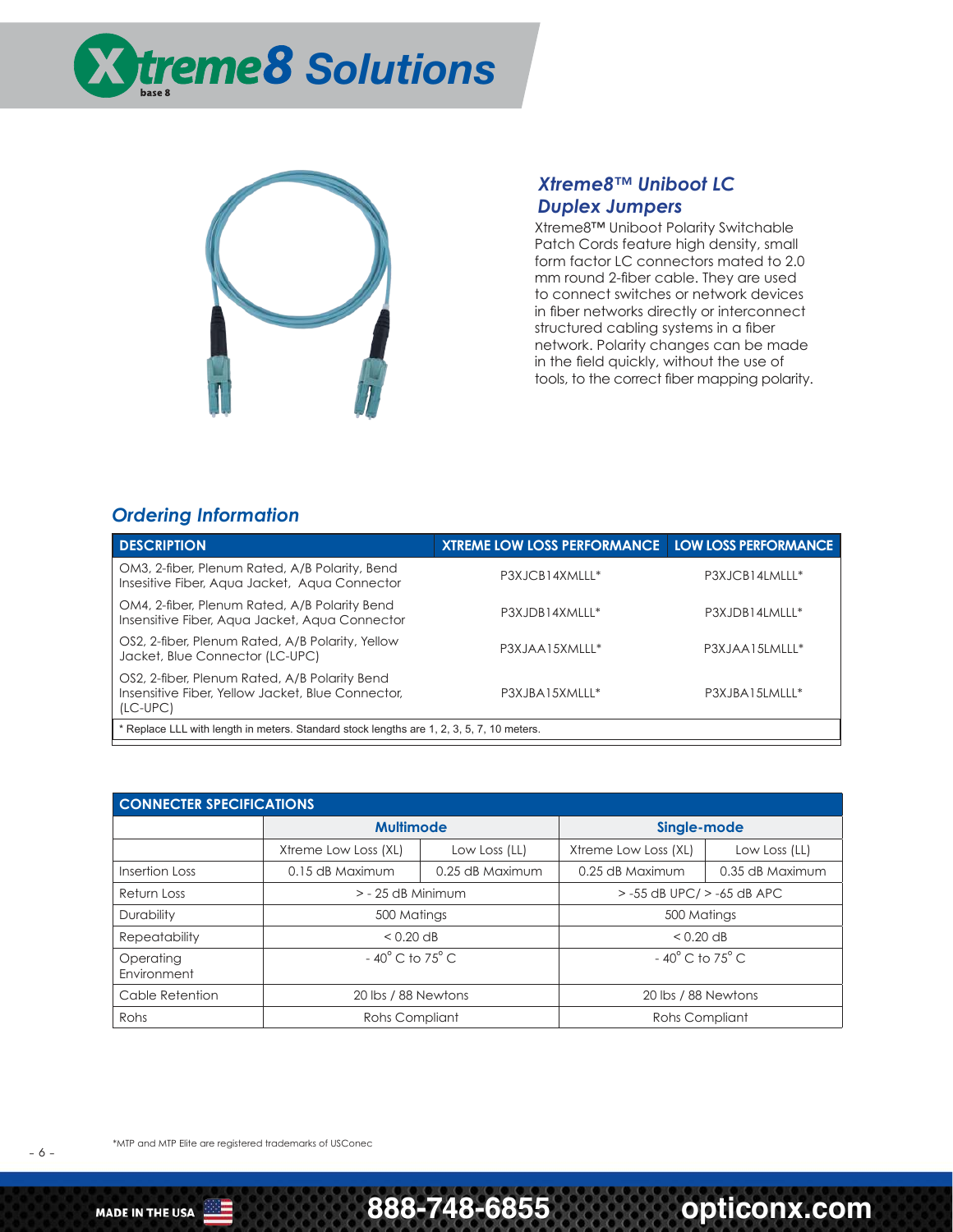# Xtreme8 Solutions

## *Xtreme8™ Uniboot LC Duplex Jumpers*

Xtreme8™ Uniboot Polarity Switchable Patch Cords feature high density, small form factor LC connectors mated to 2.0 mm round 2-fiber cable. They are used to connect switches or network devices in fiber networks directly or interconnect structured cabling systems in a fiber network. Polarity changes can be made in the field quickly, without the use of tools, to the correct fiber mapping polarity.

## *Ordering Information*

| DESCRIPTION | XTREME LOW LOSS PERFORMANCE | LOW LOSS PERFORMANCE |
|---|---|---|
| OM3, 2-fiber, Plenum Rated, A/B Polarity, Bend Inseitive Fiber, Aqua Jacket, Aqua Connector | P3XJCB14XMLLL* | P3XJCB14LMLLL* |
| OM4, 2-fiber, Plenum Rated, A/B Polarity Bend Insensitive Fiber, Aqua Jacket, Aqua Connector | P3XJDB14XMLLL* | P3XJDB14LMLLL* |
| OS2, 2-fiber, Plenum Rated, A/B Polarity, Yellow Jacket, Blue Connector (LC-UPC) | P3XJAA15XMLLL* | P3XJAA15LMLLL* |
| OS2, 2-fiber, Plenum Rated, A/B Polarity Bend Insensitive Fiber, Yellow Jacket, Blue Connector, (LC-UPC) | P3XJBA15XMLLL* | P3XJBA15LMLLL* |
| * Replace LLL with length in meters. Standard stock lengths are 1, 2, 3, 5, 7, 10 meters. | | |

| CONNECTER SPECIFICATIONS | | | | |
|---|---|---|---|---|
| | Multimode | | Single-mode | |
| | Xtreme Low Loss (XL) | Low Loss (LL) | Xtreme Low Loss (XL) | Low Loss (LL) |
| Insertion Loss | 0.15 dB Maximum | 0.25 dB Maximum | 0.25 dB Maximum | 0.35 dB Maximum |
| Return Loss | > - 25 dB Minimum | | > -55 dB UPC/ > -65 dB APC | |
| Durability | 500 Matings | | 500 Matings | |
| Repeatability | < 0.20 dB | | < 0.20 dB | |
| Operating Environment | - 40° C to 75° C | | - 40° C to 75° C | |
| Cable Retention | 20 lbs / 88 Newtons | | 20 lbs / 88 Newtons | |
| Rohs | Rohs Compliant | | Rohs Compliant | |

*MTP and MTP Elite are registered trademarks of USConec

MADE IN THE USA 888-748-6855 opticonx.com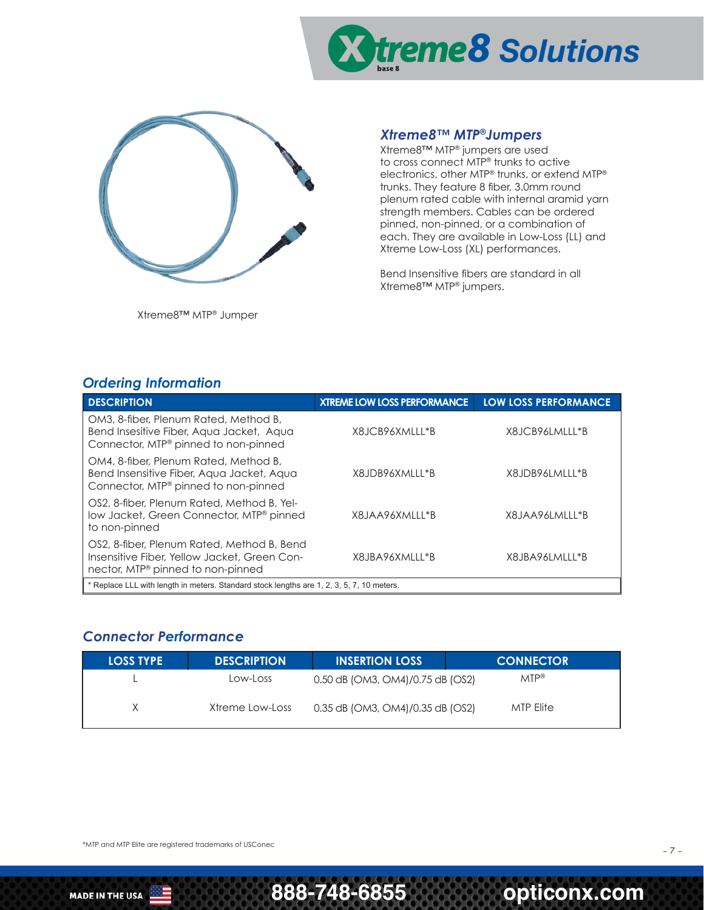## Xtreme8™ MTP®Jumpers

Xtreme8™ MTP® jumpers are used to cross connect MTP® trunks to active electronics, other MTP® trunks, or extend MTP® trunks. They feature 8 fiber, 3.0mm round plenum rated cable with internal aramid yarn strength members. Cables can be ordered pinned, non-pinned, or a combination of each. They are available in Low-Loss (LL) and Xtreme Low-Loss (XL) performances.

Bend Insensitive fibers are standard in all Xtreme8™ MTP® jumpers.

Xtreme8™ MTP® Jumper

## Ordering Information

| DESCRIPTION | XTREME LOW LOSS PERFORMANCE | LOW LOSS PERFORMANCE |
|---|---|---|
| OM3, 8-fiber, Plenum Rated, Method B, Bend Insensitive Fiber, Aqua Jacket, Aqua Connector, MTP® pinned to non-pinned | X8JCB96XMLLL*B | X8JCB96LMLLL*B |
| OM4, 8-fiber, Plenum Rated, Method B, Bend Insensitive Fiber, Aqua Jacket, Aqua Connector, MTP® pinned to non-pinned | X8JDB96XMLLL*B | X8JDB96LMLLL*B |
| OS2, 8-fiber, Plenum Rated, Method B, Yellow Jacket, Green Connector, MTP® pinned to non-pinned | X8JAA96XMLLL*B | X8JAA96LMLLL*B |
| OS2, 8-fiber, Plenum Rated, Method B, Bend Insensitive Fiber, Yellow Jacket, Green Connector, MTP® pinned to non-pinned | X8JBA96XMLLL*B | X8JBA96LMLLL*B |

* Replace LLL with length in meters. Standard stock lengths are 1, 2, 3, 5, 7, 10 meters.

## Connector Performance

| LOSS TYPE | DESCRIPTION | INSERTION LOSS | CONNECTOR |
|---|---|---|---|
| L | Low-Loss | 0.50 dB (OM3, OM4)/0.75 dB (OS2) | MTP® |
| X | Xtreme Low-Loss | 0.35 dB (OM3, OM4)/0.35 dB (OS2) | MTP Elite |

*MTP and MTP Elite are registered trademarks of USConec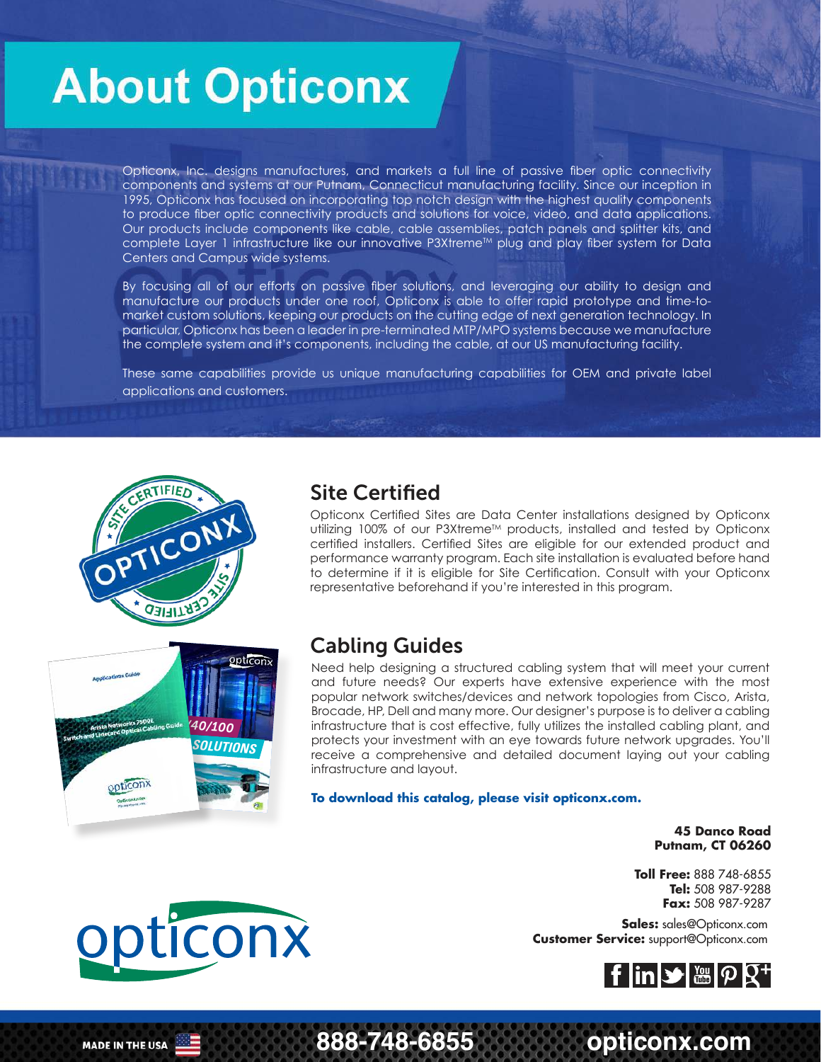# About Opticonx

Opticonx, Inc. designs manufactures, and markets a full line of passive fiber optic connectivity components and systems at our Putnam, Connecticut manufacturing facility. Since our inception in 1995, Opticonx has focused on incorporating top notch design with the highest quality components to produce fiber optic connectivity products and solutions for voice, video, and data applications. Our products include components like cable, cable assemblies, patch panels and splitter kits, and complete Layer 1 infrastructure like our innovative P3Xtreme™ plug and play fiber system for Data Centers and Campus wide systems.

By focusing all of our efforts on passive fiber solutions, and leveraging our ability to design and manufacture our products under one roof, Opticonx is able to offer rapid prototype and time-to-market custom solutions, keeping our products on the cutting edge of next generation technology. In particular, Opticonx has been a leader in pre-terminated MTP/MPO systems because we manufacture the complete system and it's components, including the cable, at our US manufacturing facility.

These same capabilities provide us unique manufacturing capabilities for OEM and private label applications and customers.

## Site Certified

Opticonx Certified Sites are Data Center installations designed by Opticonx utilizing 100% of our P3Xtreme™ products, installed and tested by Opticonx certified installers. Certified Sites are eligible for our extended product and performance warranty program. Each site installation is evaluated before hand to determine if it is eligible for Site Certification. Consult with your Opticonx representative beforehand if you're interested in this program.

## Cabling Guides

Need help designing a structured cabling system that will meet your current and future needs? Our experts have extensive experience with the most popular network switches/devices and network topologies from Cisco, Arista, Brocade, HP, Dell and many more. Our designer's purpose is to deliver a cabling infrastructure that is cost effective, fully utilizes the installed cabling plant, and protects your investment with an eye towards future network upgrades. You'll receive a comprehensive and detailed document laying out your cabling infrastructure and layout.

**To download this catalog, please visit opticonx.com.**

**45 Danco Road**
**Putnam, CT 06260**

**Toll Free:** 888 748-6855
**Tel:** 508 987-9288
**Fax:** 508 987-9287

**Sales:** sales@Opticonx.com
**Customer Service:** support@Opticonx.com

MADE IN THE USA

888-748-6855

opticonx.com